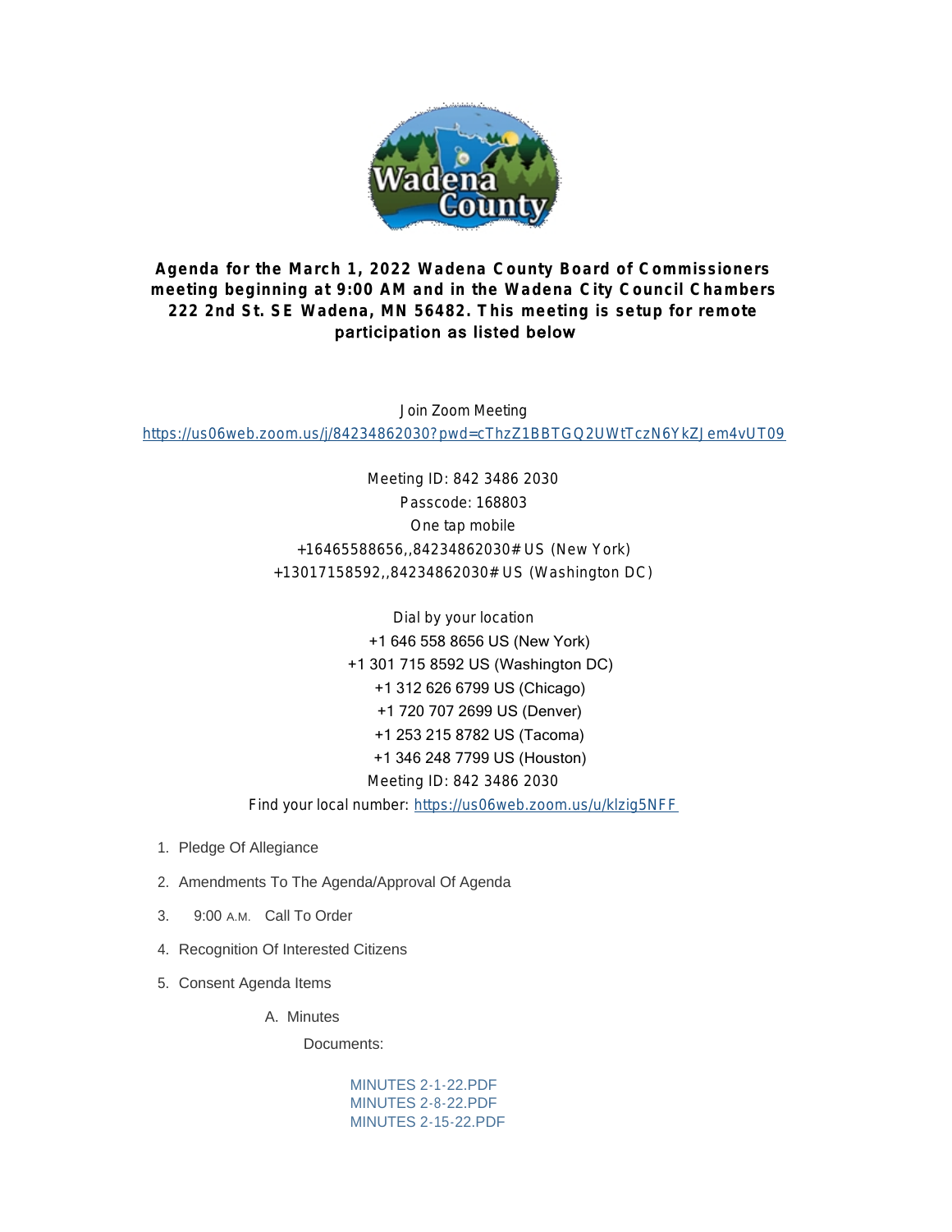**Agenda for the March 1, 2022 Wadena County Board of Commissioners meeting beginning at 9:00 AM and in the Wadena City Council Chambers 222 2nd St. SE Wadena, MN 56482. This meeting is setup for remote participation as listed below**

Join Zoom Meeting
https://us06web.zoom.us/j/84234862030?pwd=cThzZ1BBTGQ2UWtTczN6YkZJem4vUT09

Meeting ID: 842 3486 2030
Passcode: 168803
One tap mobile
+16465588656,,84234862030# US (New York)
+13017158592,,84234862030# US (Washington DC)

Dial by your location
+1 646 558 8656 US (New York)
+1 301 715 8592 US (Washington DC)
+1 312 626 6799 US (Chicago)
+1 720 707 2699 US (Denver)
+1 253 215 8782 US (Tacoma)
+1 346 248 7799 US (Houston)
Meeting ID: 842 3486 2030
Find your local number: https://us06web.zoom.us/u/klzig5NFF

1. Pledge Of Allegiance
2. Amendments To The Agenda/Approval Of Agenda
3. 9:00 A.M. Call To Order
4. Recognition Of Interested Citizens
5. Consent Agenda Items
   A. Minutes

      Documents:

      MINUTES 2-1-22.PDF
      MINUTES 2-8-22.PDF
      MINUTES 2-15-22.PDF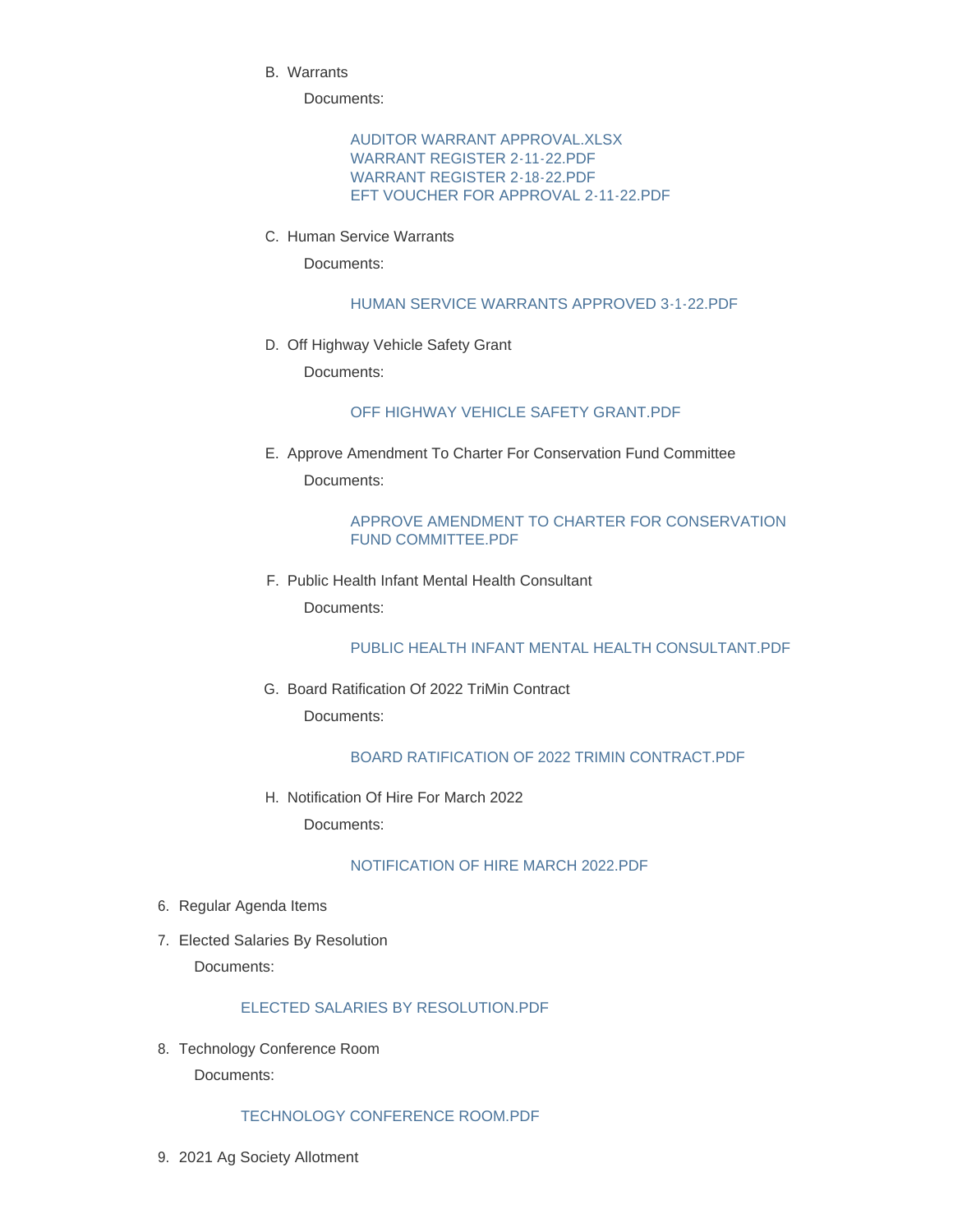B. Warrants

   Documents:

   AUDITOR WARRANT APPROVAL.XLSX
   WARRANT REGISTER 2-11-22.PDF
   WARRANT REGISTER 2-18-22.PDF
   EFT VOUCHER FOR APPROVAL 2-11-22.PDF

C. Human Service Warrants

   Documents:

   HUMAN SERVICE WARRANTS APPROVED 3-1-22.PDF

D. Off Highway Vehicle Safety Grant

   Documents:

   OFF HIGHWAY VEHICLE SAFETY GRANT.PDF

E. Approve Amendment To Charter For Conservation Fund Committee

   Documents:

   APPROVE AMENDMENT TO CHARTER FOR CONSERVATION FUND COMMITTEE.PDF

F. Public Health Infant Mental Health Consultant

   Documents:

   PUBLIC HEALTH INFANT MENTAL HEALTH CONSULTANT.PDF

G. Board Ratification Of 2022 TriMin Contract

   Documents:

   BOARD RATIFICATION OF 2022 TRIMIN CONTRACT.PDF

H. Notification Of Hire For March 2022

   Documents:

   NOTIFICATION OF HIRE MARCH 2022.PDF

6. Regular Agenda Items
7. Elected Salaries By Resolution

   Documents:

   ELECTED SALARIES BY RESOLUTION.PDF

8. Technology Conference Room

   Documents:

   TECHNOLOGY CONFERENCE ROOM.PDF

9. 2021 Ag Society Allotment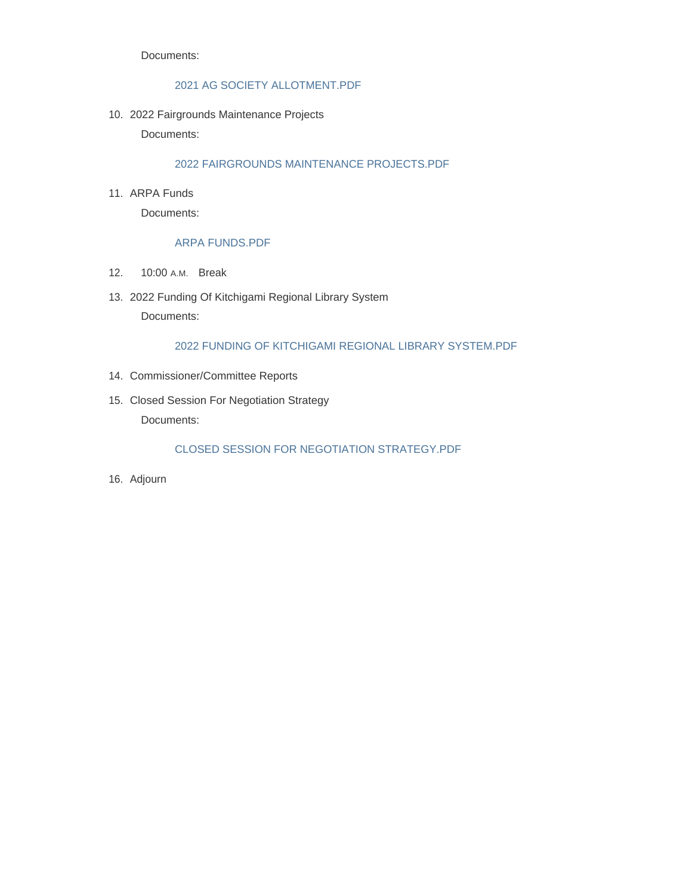Documents:

2021 AG SOCIETY ALLOTMENT.PDF

10. 2022 Fairgrounds Maintenance Projects

    Documents:

    2022 FAIRGROUNDS MAINTENANCE PROJECTS.PDF

11. ARPA Funds

    Documents:

    ARPA FUNDS.PDF

12. 10:00 A.M. Break

13. 2022 Funding Of Kitchigami Regional Library System

    Documents:

    2022 FUNDING OF KITCHIGAMI REGIONAL LIBRARY SYSTEM.PDF

14. Commissioner/Committee Reports

15. Closed Session For Negotiation Strategy

    Documents:

    CLOSED SESSION FOR NEGOTIATION STRATEGY.PDF

16. Adjourn